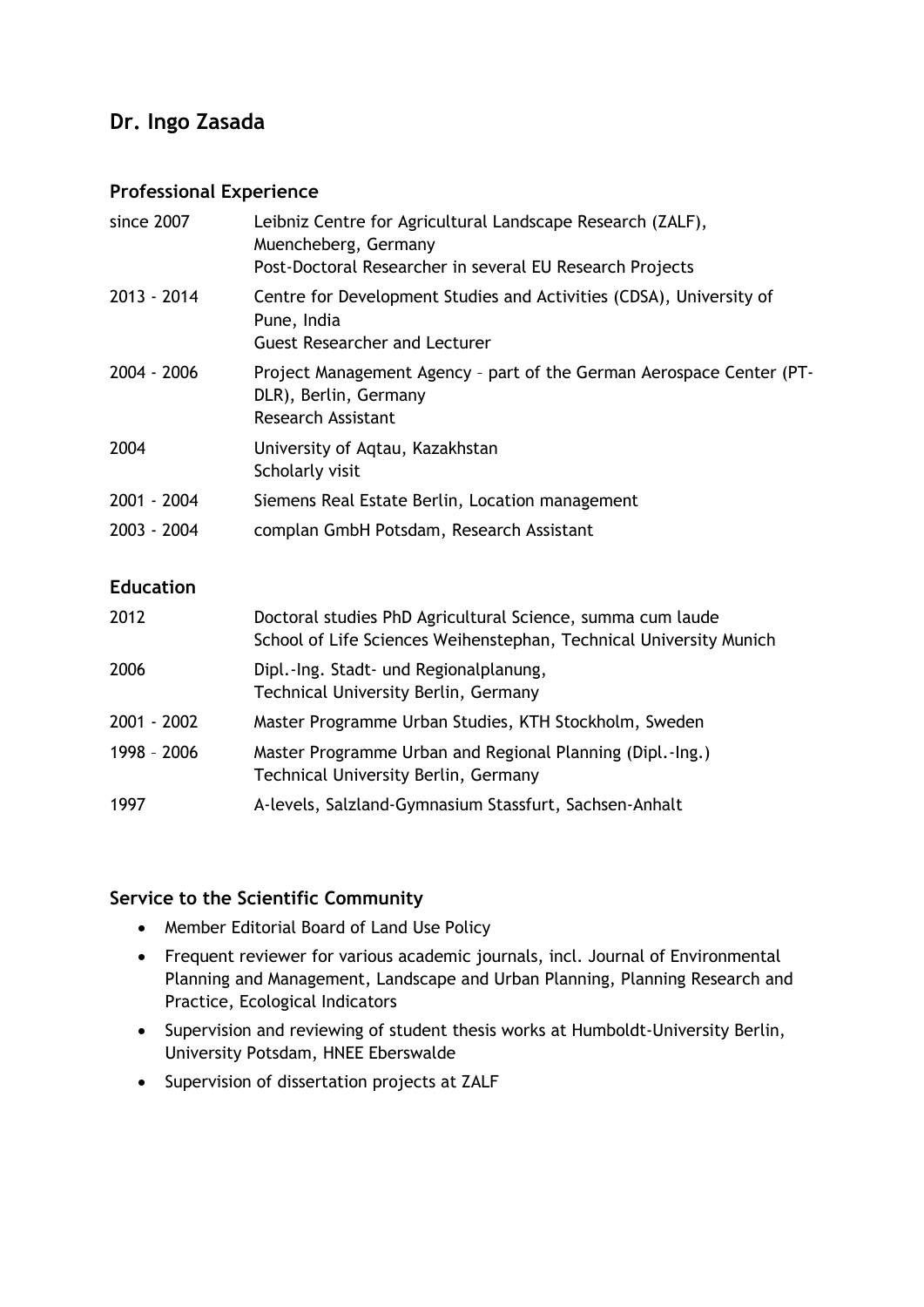# Dr. Ingo Zasada

## Professional Experience

| | |
|---|---|
| since 2007 | Leibniz Centre for Agricultural Landscape Research (ZALF), Muencheberg, Germany<br>Post-Doctoral Researcher in several EU Research Projects |
| 2013 - 2014 | Centre for Development Studies and Activities (CDSA), University of Pune, India<br>Guest Researcher and Lecturer |
| 2004 - 2006 | Project Management Agency – part of the German Aerospace Center (PT-DLR), Berlin, Germany<br>Research Assistant |
| 2004 | University of Aqtau, Kazakhstan<br>Scholarly visit |
| 2001 - 2004 | Siemens Real Estate Berlin, Location management |
| 2003 - 2004 | complan GmbH Potsdam, Research Assistant |

## Education

| | |
|---|---|
| 2012 | Doctoral studies PhD Agricultural Science, summa cum laude<br>School of Life Sciences Weihenstephan, Technical University Munich |
| 2006 | Dipl.-Ing. Stadt- und Regionalplanung,<br>Technical University Berlin, Germany |
| 2001 - 2002 | Master Programme Urban Studies, KTH Stockholm, Sweden |
| 1998 – 2006 | Master Programme Urban and Regional Planning (Dipl.-Ing.)<br>Technical University Berlin, Germany |
| 1997 | A-levels, Salzland-Gymnasium Stassfurt, Sachsen-Anhalt |

## Service to the Scientific Community

- Member Editorial Board of Land Use Policy
- Frequent reviewer for various academic journals, incl. Journal of Environmental Planning and Management, Landscape and Urban Planning, Planning Research and Practice, Ecological Indicators
- Supervision and reviewing of student thesis works at Humboldt-University Berlin, University Potsdam, HNEE Eberswalde
- Supervision of dissertation projects at ZALF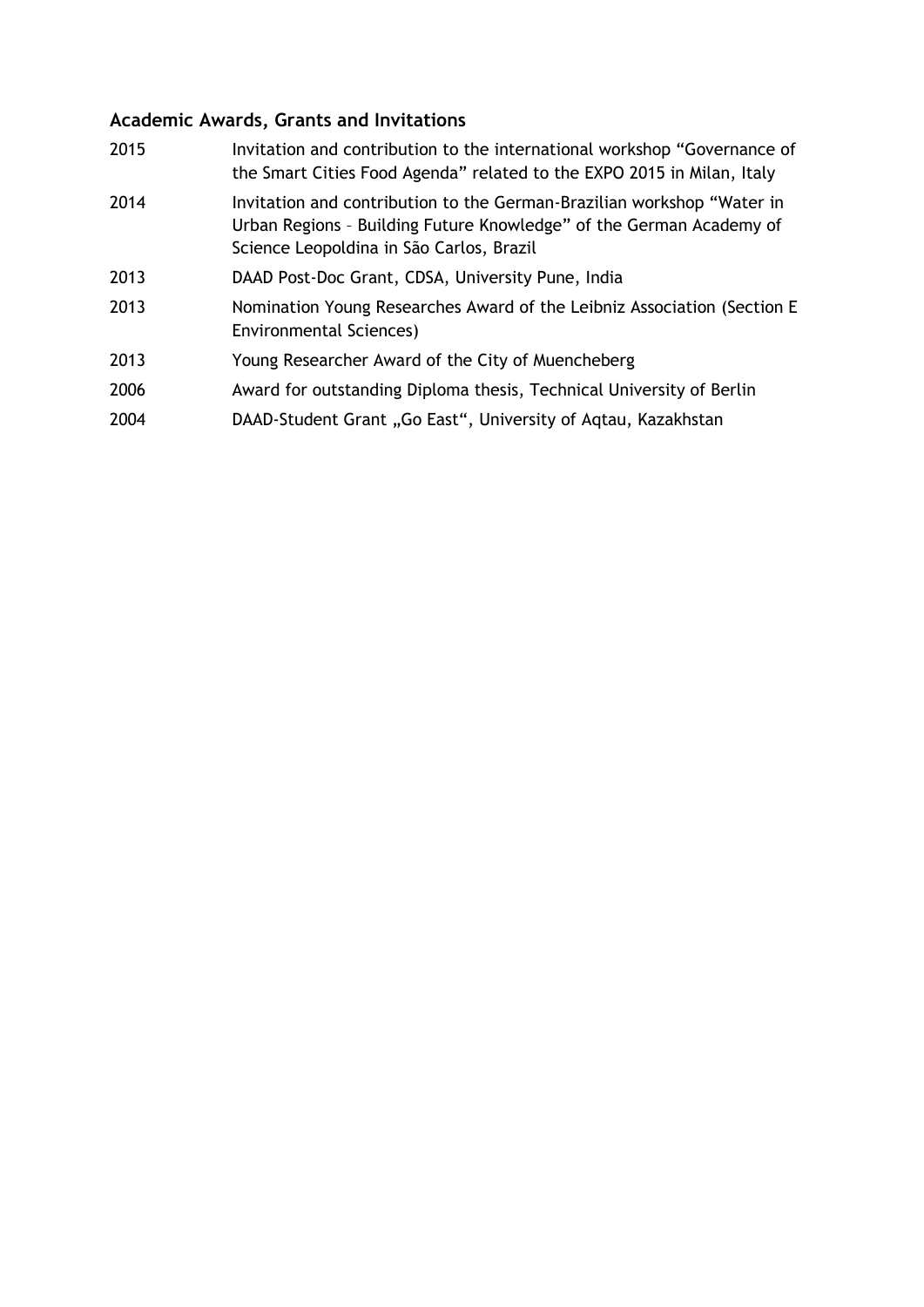### Academic Awards, Grants and Invitations

| | |
|---|---|
| 2015 | Invitation and contribution to the international workshop "Governance of the Smart Cities Food Agenda" related to the EXPO 2015 in Milan, Italy |
| 2014 | Invitation and contribution to the German-Brazilian workshop "Water in Urban Regions – Building Future Knowledge" of the German Academy of Science Leopoldina in São Carlos, Brazil |
| 2013 | DAAD Post-Doc Grant, CDSA, University Pune, India |
| 2013 | Nomination Young Researches Award of the Leibniz Association (Section E Environmental Sciences) |
| 2013 | Young Researcher Award of the City of Muencheberg |
| 2006 | Award for outstanding Diploma thesis, Technical University of Berlin |
| 2004 | DAAD-Student Grant „Go East", University of Aqtau, Kazakhstan |